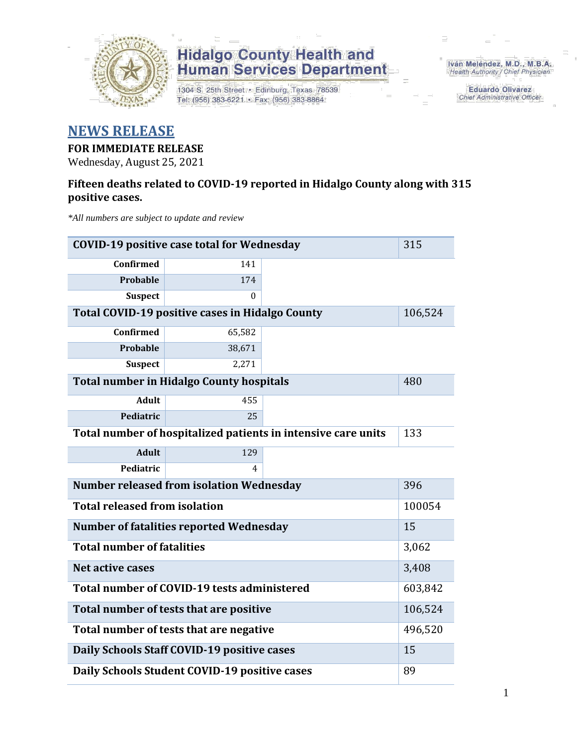Hidalgo County Health and Human Services Department

1304 S. 25th Street • Edinburg, Texas 78539
Tel: (956) 383-6221 • Fax: (956) 383-8864

Iván Meléndez, M.D., M.B.A.
Health Authority / Chief Physician

Eduardo Olivarez
Chief Administrative Officer

# NEWS RELEASE

**FOR IMMEDIATE RELEASE**
Wednesday, August 25, 2021

**Fifteen deaths related to COVID-19 reported in Hidalgo County along with 315 positive cases.**

*\*All numbers are subject to update and review*

| | | |
|---|---|---|
| **COVID-19 positive case total for Wednesday** | | 315 |
| **Confirmed** | 141 | |
| **Probable** | 174 | |
| **Suspect** | 0 | |
| **Total COVID-19 positive cases in Hidalgo County** | | 106,524 |
| **Confirmed** | 65,582 | |
| **Probable** | 38,671 | |
| **Suspect** | 2,271 | |
| **Total number in Hidalgo County hospitals** | | 480 |
| **Adult** | 455 | |
| **Pediatric** | 25 | |
| **Total number of hospitalized patients in intensive care units** | | 133 |
| **Adult** | 129 | |
| **Pediatric** | 4 | |
| **Number released from isolation Wednesday** | | 396 |
| **Total released from isolation** | | 100054 |
| **Number of fatalities reported Wednesday** | | 15 |
| **Total number of fatalities** | | 3,062 |
| **Net active cases** | | 3,408 |
| **Total number of COVID-19 tests administered** | | 603,842 |
| **Total number of tests that are positive** | | 106,524 |
| **Total number of tests that are negative** | | 496,520 |
| **Daily Schools Staff COVID-19 positive cases** | | 15 |
| **Daily Schools Student COVID-19 positive cases** | | 89 |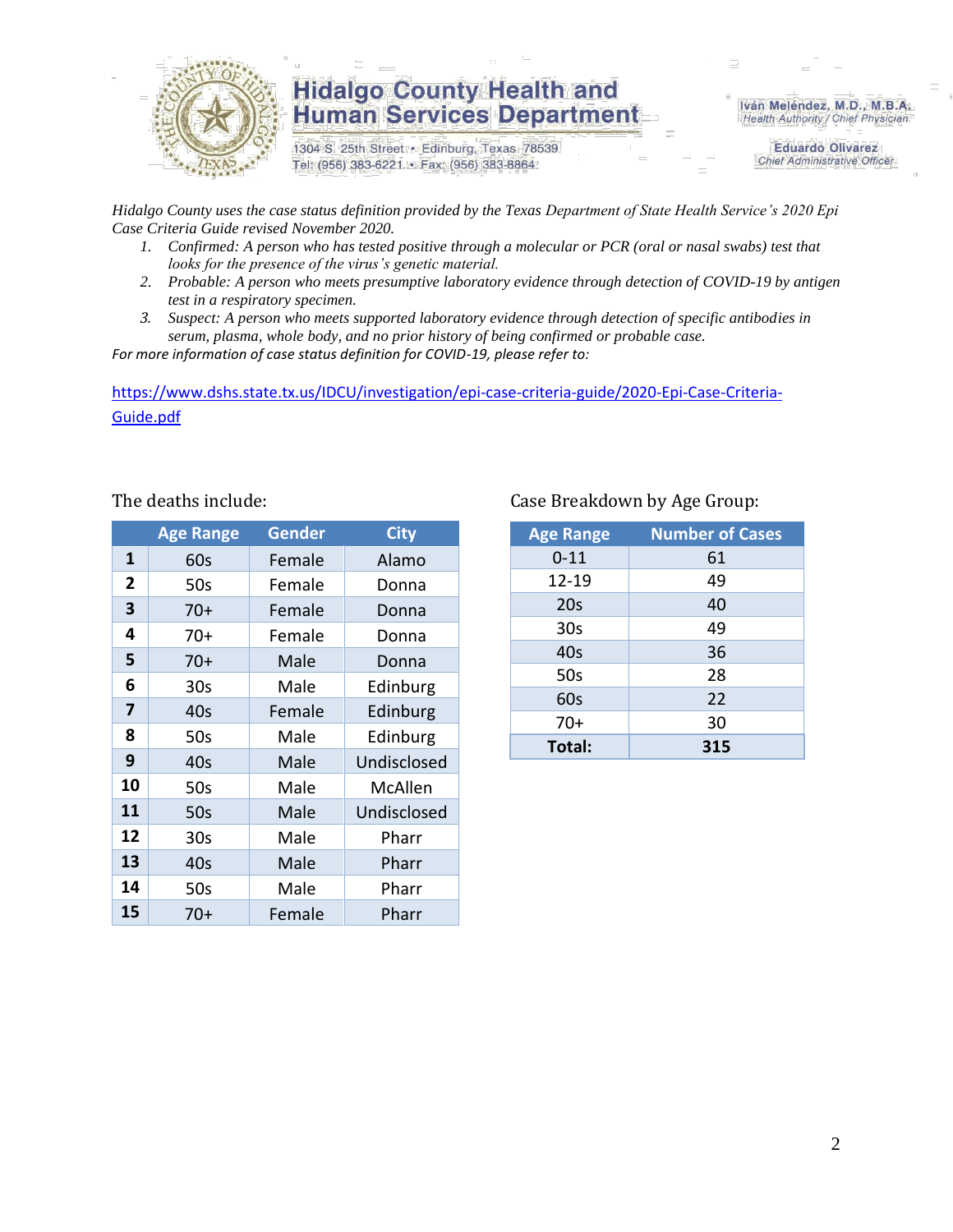# Hidalgo County Health and Human Services Department

1304 S. 25th Street • Edinburg, Texas 78539
Tel: (956) 383-6221 • Fax: (956) 383-8864

Iván Meléndez, M.D., M.B.A.
*Health Authority / Chief Physician*

Eduardo Olivarez
*Chief Administrative Officer*

*Hidalgo County uses the case status definition provided by the Texas Department of State Health Service's 2020 Epi Case Criteria Guide revised November 2020.*

1. *Confirmed: A person who has tested positive through a molecular or PCR (oral or nasal swabs) test that looks for the presence of the virus's genetic material.*
2. *Probable: A person who meets presumptive laboratory evidence through detection of COVID-19 by antigen test in a respiratory specimen.*
3. *Suspect: A person who meets supported laboratory evidence through detection of specific antibodies in serum, plasma, whole body, and no prior history of being confirmed or probable case.*

*For more information of case status definition for COVID-19, please refer to:*

https://www.dshs.state.tx.us/IDCU/investigation/epi-case-criteria-guide/2020-Epi-Case-Criteria-Guide.pdf

The deaths include:

| | Age Range | Gender | City |
|---|---|---|---|
| **1** | 60s | Female | Alamo |
| **2** | 50s | Female | Donna |
| **3** | 70+ | Female | Donna |
| **4** | 70+ | Female | Donna |
| **5** | 70+ | Male | Donna |
| **6** | 30s | Male | Edinburg |
| **7** | 40s | Female | Edinburg |
| **8** | 50s | Male | Edinburg |
| **9** | 40s | Male | Undisclosed |
| **10** | 50s | Male | McAllen |
| **11** | 50s | Male | Undisclosed |
| **12** | 30s | Male | Pharr |
| **13** | 40s | Male | Pharr |
| **14** | 50s | Male | Pharr |
| **15** | 70+ | Female | Pharr |

Case Breakdown by Age Group:

| Age Range | Number of Cases |
|---|---|
| 0-11 | 61 |
| 12-19 | 49 |
| 20s | 40 |
| 30s | 49 |
| 40s | 36 |
| 50s | 28 |
| 60s | 22 |
| 70+ | 30 |
| **Total:** | **315** |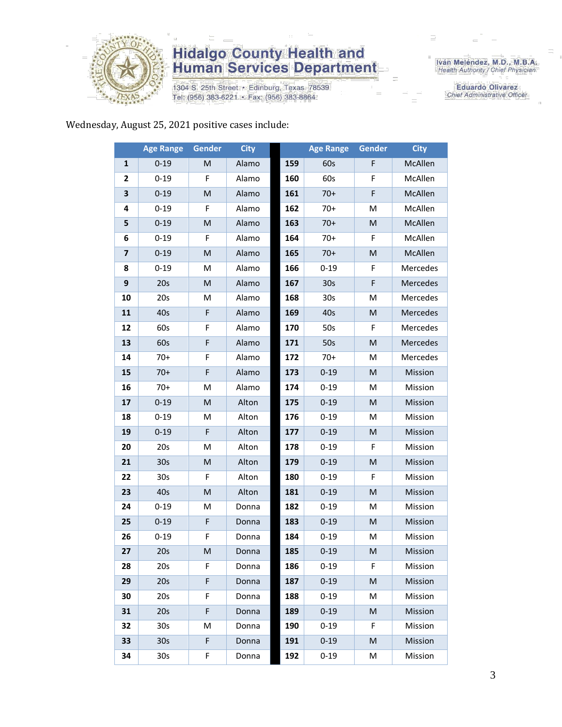Wednesday, August 25, 2021 positive cases include:

| | Age Range | Gender | City | | Age Range | Gender | City |
|---|---|---|---|---|---|---|---|
| 1 | 0-19 | M | Alamo | 159 | 60s | F | McAllen |
| 2 | 0-19 | F | Alamo | 160 | 60s | F | McAllen |
| 3 | 0-19 | M | Alamo | 161 | 70+ | F | McAllen |
| 4 | 0-19 | F | Alamo | 162 | 70+ | M | McAllen |
| 5 | 0-19 | M | Alamo | 163 | 70+ | M | McAllen |
| 6 | 0-19 | F | Alamo | 164 | 70+ | F | McAllen |
| 7 | 0-19 | M | Alamo | 165 | 70+ | M | McAllen |
| 8 | 0-19 | M | Alamo | 166 | 0-19 | F | Mercedes |
| 9 | 20s | M | Alamo | 167 | 30s | F | Mercedes |
| 10 | 20s | M | Alamo | 168 | 30s | M | Mercedes |
| 11 | 40s | F | Alamo | 169 | 40s | M | Mercedes |
| 12 | 60s | F | Alamo | 170 | 50s | F | Mercedes |
| 13 | 60s | F | Alamo | 171 | 50s | M | Mercedes |
| 14 | 70+ | F | Alamo | 172 | 70+ | M | Mercedes |
| 15 | 70+ | F | Alamo | 173 | 0-19 | M | Mission |
| 16 | 70+ | M | Alamo | 174 | 0-19 | M | Mission |
| 17 | 0-19 | M | Alton | 175 | 0-19 | M | Mission |
| 18 | 0-19 | M | Alton | 176 | 0-19 | M | Mission |
| 19 | 0-19 | F | Alton | 177 | 0-19 | M | Mission |
| 20 | 20s | M | Alton | 178 | 0-19 | F | Mission |
| 21 | 30s | M | Alton | 179 | 0-19 | M | Mission |
| 22 | 30s | F | Alton | 180 | 0-19 | F | Mission |
| 23 | 40s | M | Alton | 181 | 0-19 | M | Mission |
| 24 | 0-19 | M | Donna | 182 | 0-19 | M | Mission |
| 25 | 0-19 | F | Donna | 183 | 0-19 | M | Mission |
| 26 | 0-19 | F | Donna | 184 | 0-19 | M | Mission |
| 27 | 20s | M | Donna | 185 | 0-19 | M | Mission |
| 28 | 20s | F | Donna | 186 | 0-19 | F | Mission |
| 29 | 20s | F | Donna | 187 | 0-19 | M | Mission |
| 30 | 20s | F | Donna | 188 | 0-19 | M | Mission |
| 31 | 20s | F | Donna | 189 | 0-19 | M | Mission |
| 32 | 30s | M | Donna | 190 | 0-19 | F | Mission |
| 33 | 30s | F | Donna | 191 | 0-19 | M | Mission |
| 34 | 30s | F | Donna | 192 | 0-19 | M | Mission |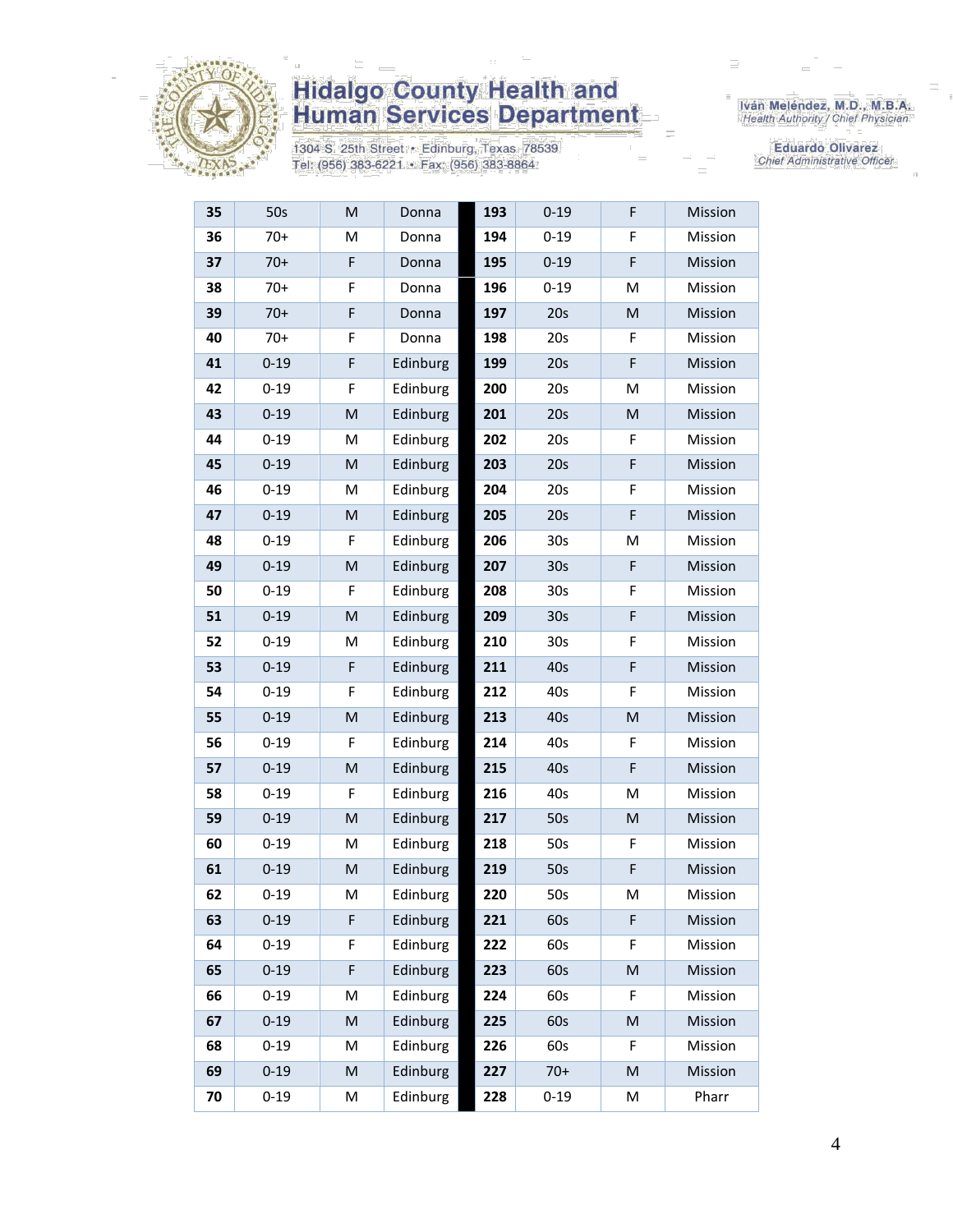# Hidalgo County Health and Human Services Department

1304 S. 25th Street • Edinburg, Texas 78539
Tel: (956) 383-6221 • Fax: (956) 383-8864

Iván Meléndez, M.D., M.B.A.
*Health Authority / Chief Physician*

Eduardo Olivarez
*Chief Administrative Officer*

| | | | | | | | |
|---|---|---|---|---|---|---|---|
| **35** | 50s | M | Donna | **193** | 0-19 | F | Mission |
| **36** | 70+ | M | Donna | **194** | 0-19 | F | Mission |
| **37** | 70+ | F | Donna | **195** | 0-19 | F | Mission |
| **38** | 70+ | F | Donna | **196** | 0-19 | M | Mission |
| **39** | 70+ | F | Donna | **197** | 20s | M | Mission |
| **40** | 70+ | F | Donna | **198** | 20s | F | Mission |
| **41** | 0-19 | F | Edinburg | **199** | 20s | F | Mission |
| **42** | 0-19 | F | Edinburg | **200** | 20s | M | Mission |
| **43** | 0-19 | M | Edinburg | **201** | 20s | M | Mission |
| **44** | 0-19 | M | Edinburg | **202** | 20s | F | Mission |
| **45** | 0-19 | M | Edinburg | **203** | 20s | F | Mission |
| **46** | 0-19 | M | Edinburg | **204** | 20s | F | Mission |
| **47** | 0-19 | M | Edinburg | **205** | 20s | F | Mission |
| **48** | 0-19 | F | Edinburg | **206** | 30s | M | Mission |
| **49** | 0-19 | M | Edinburg | **207** | 30s | F | Mission |
| **50** | 0-19 | F | Edinburg | **208** | 30s | F | Mission |
| **51** | 0-19 | M | Edinburg | **209** | 30s | F | Mission |
| **52** | 0-19 | M | Edinburg | **210** | 30s | F | Mission |
| **53** | 0-19 | F | Edinburg | **211** | 40s | F | Mission |
| **54** | 0-19 | F | Edinburg | **212** | 40s | F | Mission |
| **55** | 0-19 | M | Edinburg | **213** | 40s | M | Mission |
| **56** | 0-19 | F | Edinburg | **214** | 40s | F | Mission |
| **57** | 0-19 | M | Edinburg | **215** | 40s | F | Mission |
| **58** | 0-19 | F | Edinburg | **216** | 40s | M | Mission |
| **59** | 0-19 | M | Edinburg | **217** | 50s | M | Mission |
| **60** | 0-19 | M | Edinburg | **218** | 50s | F | Mission |
| **61** | 0-19 | M | Edinburg | **219** | 50s | F | Mission |
| **62** | 0-19 | M | Edinburg | **220** | 50s | M | Mission |
| **63** | 0-19 | F | Edinburg | **221** | 60s | F | Mission |
| **64** | 0-19 | F | Edinburg | **222** | 60s | F | Mission |
| **65** | 0-19 | F | Edinburg | **223** | 60s | M | Mission |
| **66** | 0-19 | M | Edinburg | **224** | 60s | F | Mission |
| **67** | 0-19 | M | Edinburg | **225** | 60s | M | Mission |
| **68** | 0-19 | M | Edinburg | **226** | 60s | F | Mission |
| **69** | 0-19 | M | Edinburg | **227** | 70+ | M | Mission |
| **70** | 0-19 | M | Edinburg | **228** | 0-19 | M | Pharr |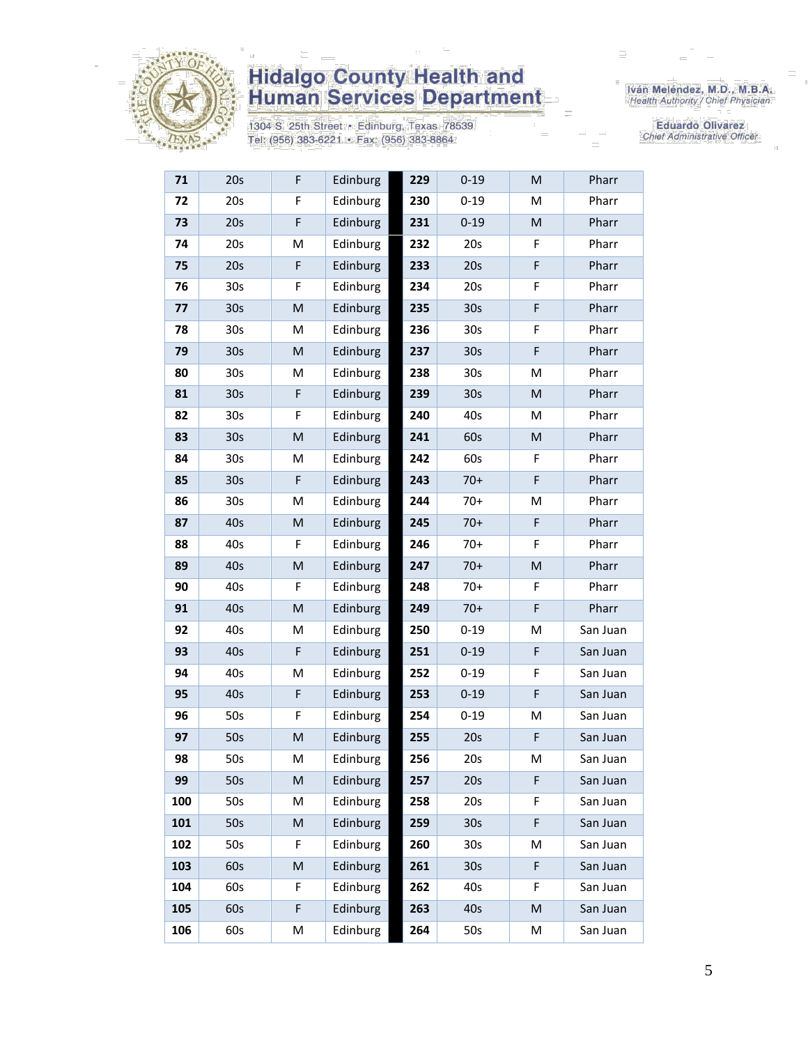# Hidalgo County Health and Human Services Department

1304 S. 25th Street • Edinburg, Texas 78539
Tel: (956) 383-6221 • Fax: (956) 383-8864

Iván Meléndez, M.D., M.B.A.
*Health Authority / Chief Physician*

Eduardo Olivarez
*Chief Administrative Officer*

| | | | | | | | |
|---|---|---|---|---|---|---|---|
| **71** | 20s | F | Edinburg | **229** | 0-19 | M | Pharr |
| **72** | 20s | F | Edinburg | **230** | 0-19 | M | Pharr |
| **73** | 20s | F | Edinburg | **231** | 0-19 | M | Pharr |
| **74** | 20s | M | Edinburg | **232** | 20s | F | Pharr |
| **75** | 20s | F | Edinburg | **233** | 20s | F | Pharr |
| **76** | 30s | F | Edinburg | **234** | 20s | F | Pharr |
| **77** | 30s | M | Edinburg | **235** | 30s | F | Pharr |
| **78** | 30s | M | Edinburg | **236** | 30s | F | Pharr |
| **79** | 30s | M | Edinburg | **237** | 30s | F | Pharr |
| **80** | 30s | M | Edinburg | **238** | 30s | M | Pharr |
| **81** | 30s | F | Edinburg | **239** | 30s | M | Pharr |
| **82** | 30s | F | Edinburg | **240** | 40s | M | Pharr |
| **83** | 30s | M | Edinburg | **241** | 60s | M | Pharr |
| **84** | 30s | M | Edinburg | **242** | 60s | F | Pharr |
| **85** | 30s | F | Edinburg | **243** | 70+ | F | Pharr |
| **86** | 30s | M | Edinburg | **244** | 70+ | M | Pharr |
| **87** | 40s | M | Edinburg | **245** | 70+ | F | Pharr |
| **88** | 40s | F | Edinburg | **246** | 70+ | F | Pharr |
| **89** | 40s | M | Edinburg | **247** | 70+ | M | Pharr |
| **90** | 40s | F | Edinburg | **248** | 70+ | F | Pharr |
| **91** | 40s | M | Edinburg | **249** | 70+ | F | Pharr |
| **92** | 40s | M | Edinburg | **250** | 0-19 | M | San Juan |
| **93** | 40s | F | Edinburg | **251** | 0-19 | F | San Juan |
| **94** | 40s | M | Edinburg | **252** | 0-19 | F | San Juan |
| **95** | 40s | F | Edinburg | **253** | 0-19 | F | San Juan |
| **96** | 50s | F | Edinburg | **254** | 0-19 | M | San Juan |
| **97** | 50s | M | Edinburg | **255** | 20s | F | San Juan |
| **98** | 50s | M | Edinburg | **256** | 20s | M | San Juan |
| **99** | 50s | M | Edinburg | **257** | 20s | F | San Juan |
| **100** | 50s | M | Edinburg | **258** | 20s | F | San Juan |
| **101** | 50s | M | Edinburg | **259** | 30s | F | San Juan |
| **102** | 50s | F | Edinburg | **260** | 30s | M | San Juan |
| **103** | 60s | M | Edinburg | **261** | 30s | F | San Juan |
| **104** | 60s | F | Edinburg | **262** | 40s | F | San Juan |
| **105** | 60s | F | Edinburg | **263** | 40s | M | San Juan |
| **106** | 60s | M | Edinburg | **264** | 50s | M | San Juan |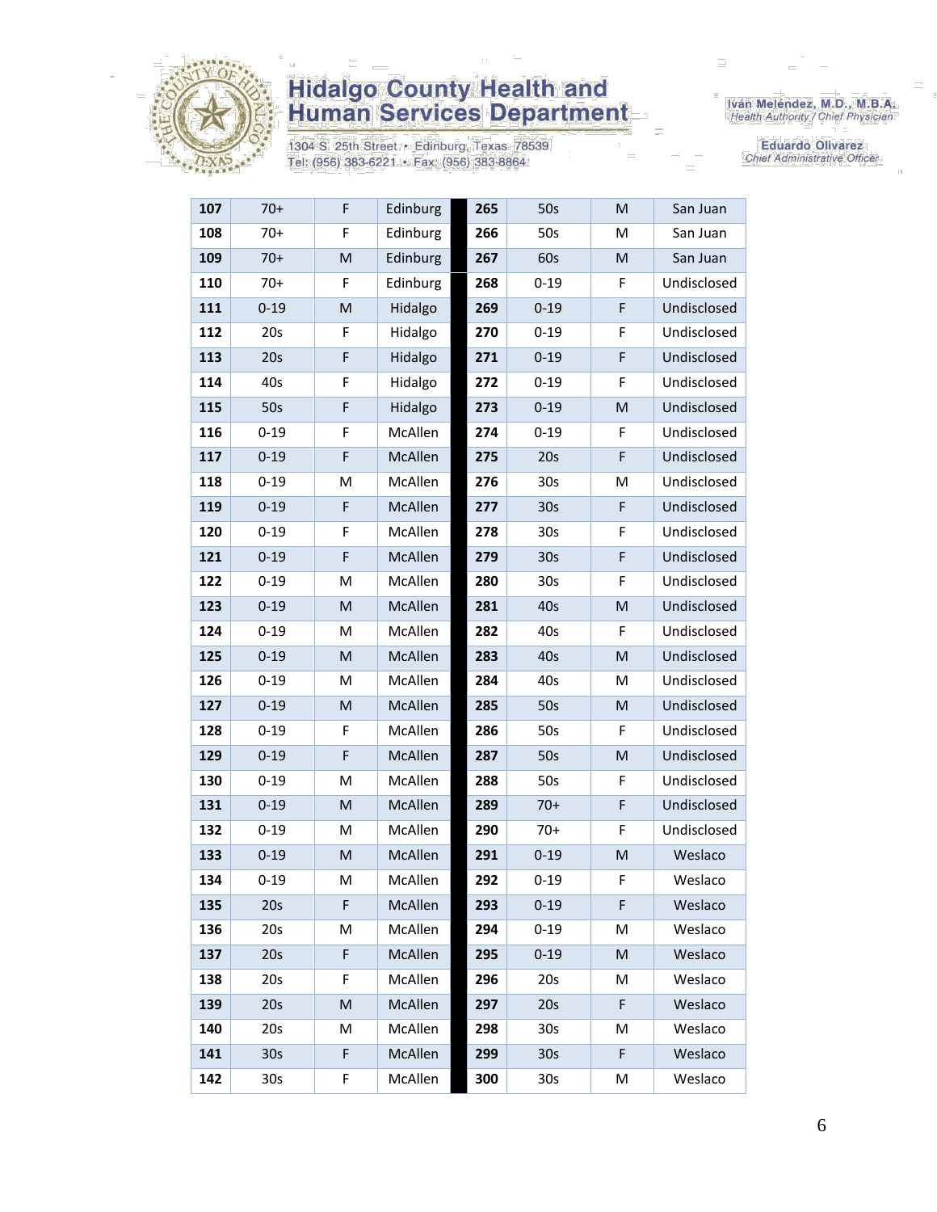# Hidalgo County Health and Human Services Department

1304 S. 25th Street • Edinburg, Texas 78539
Tel: (956) 383-6221 • Fax: (956) 383-8864

Iván Meléndez, M.D., M.B.A.
Health Authority / Chief Physician

Eduardo Olivarez
Chief Administrative Officer

| | | | | | | | |
|---|---|---|---|---|---|---|---|
| **107** | 70+ | F | Edinburg | **265** | 50s | M | San Juan |
| **108** | 70+ | F | Edinburg | **266** | 50s | M | San Juan |
| **109** | 70+ | M | Edinburg | **267** | 60s | M | San Juan |
| **110** | 70+ | F | Edinburg | **268** | 0-19 | F | Undisclosed |
| **111** | 0-19 | M | Hidalgo | **269** | 0-19 | F | Undisclosed |
| **112** | 20s | F | Hidalgo | **270** | 0-19 | F | Undisclosed |
| **113** | 20s | F | Hidalgo | **271** | 0-19 | F | Undisclosed |
| **114** | 40s | F | Hidalgo | **272** | 0-19 | F | Undisclosed |
| **115** | 50s | F | Hidalgo | **273** | 0-19 | M | Undisclosed |
| **116** | 0-19 | F | McAllen | **274** | 0-19 | F | Undisclosed |
| **117** | 0-19 | F | McAllen | **275** | 20s | F | Undisclosed |
| **118** | 0-19 | M | McAllen | **276** | 30s | M | Undisclosed |
| **119** | 0-19 | F | McAllen | **277** | 30s | F | Undisclosed |
| **120** | 0-19 | F | McAllen | **278** | 30s | F | Undisclosed |
| **121** | 0-19 | F | McAllen | **279** | 30s | F | Undisclosed |
| **122** | 0-19 | M | McAllen | **280** | 30s | F | Undisclosed |
| **123** | 0-19 | M | McAllen | **281** | 40s | M | Undisclosed |
| **124** | 0-19 | M | McAllen | **282** | 40s | F | Undisclosed |
| **125** | 0-19 | M | McAllen | **283** | 40s | M | Undisclosed |
| **126** | 0-19 | M | McAllen | **284** | 40s | M | Undisclosed |
| **127** | 0-19 | M | McAllen | **285** | 50s | M | Undisclosed |
| **128** | 0-19 | F | McAllen | **286** | 50s | F | Undisclosed |
| **129** | 0-19 | F | McAllen | **287** | 50s | M | Undisclosed |
| **130** | 0-19 | M | McAllen | **288** | 50s | F | Undisclosed |
| **131** | 0-19 | M | McAllen | **289** | 70+ | F | Undisclosed |
| **132** | 0-19 | M | McAllen | **290** | 70+ | F | Undisclosed |
| **133** | 0-19 | M | McAllen | **291** | 0-19 | M | Weslaco |
| **134** | 0-19 | M | McAllen | **292** | 0-19 | F | Weslaco |
| **135** | 20s | F | McAllen | **293** | 0-19 | F | Weslaco |
| **136** | 20s | M | McAllen | **294** | 0-19 | M | Weslaco |
| **137** | 20s | F | McAllen | **295** | 0-19 | M | Weslaco |
| **138** | 20s | F | McAllen | **296** | 20s | M | Weslaco |
| **139** | 20s | M | McAllen | **297** | 20s | F | Weslaco |
| **140** | 20s | M | McAllen | **298** | 30s | M | Weslaco |
| **141** | 30s | F | McAllen | **299** | 30s | F | Weslaco |
| **142** | 30s | F | McAllen | **300** | 30s | M | Weslaco |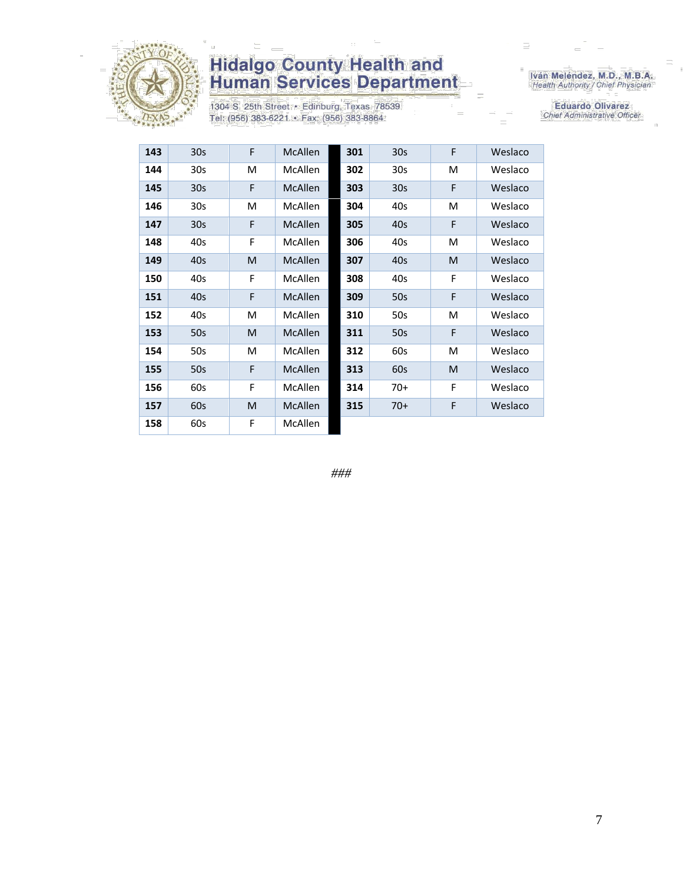| | | | | | | | |
|---|---|---|---|---|---|---|---|
| **143** | 30s | F | McAllen | **301** | 30s | F | Weslaco |
| **144** | 30s | M | McAllen | **302** | 30s | M | Weslaco |
| **145** | 30s | F | McAllen | **303** | 30s | F | Weslaco |
| **146** | 30s | M | McAllen | **304** | 40s | M | Weslaco |
| **147** | 30s | F | McAllen | **305** | 40s | F | Weslaco |
| **148** | 40s | F | McAllen | **306** | 40s | M | Weslaco |
| **149** | 40s | M | McAllen | **307** | 40s | M | Weslaco |
| **150** | 40s | F | McAllen | **308** | 40s | F | Weslaco |
| **151** | 40s | F | McAllen | **309** | 50s | F | Weslaco |
| **152** | 40s | M | McAllen | **310** | 50s | M | Weslaco |
| **153** | 50s | M | McAllen | **311** | 50s | F | Weslaco |
| **154** | 50s | M | McAllen | **312** | 60s | M | Weslaco |
| **155** | 50s | F | McAllen | **313** | 60s | M | Weslaco |
| **156** | 60s | F | McAllen | **314** | 70+ | F | Weslaco |
| **157** | 60s | M | McAllen | **315** | 70+ | F | Weslaco |
| **158** | 60s | F | McAllen | | | | |

###